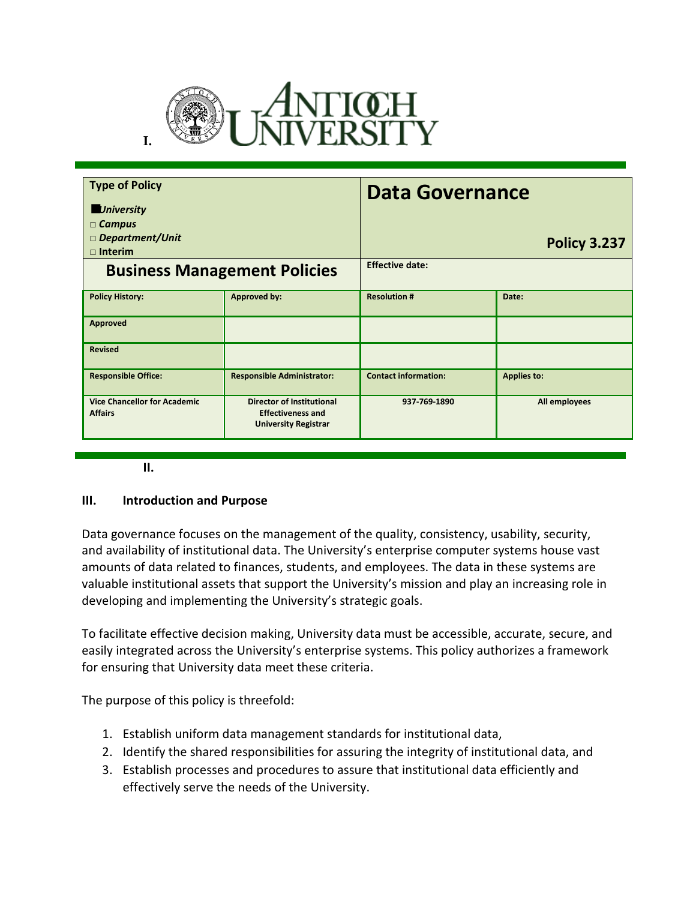I.

| Type of Policy<br>■*University*<br>□ *Campus*<br>□ *Department/Unit*<br>□ Interim | | **Data Governance**<br><br>**Policy 3.237** | |
|---|---|---|---|
| **Business Management Policies** | | **Effective date:** | |
| **Policy History:** | **Approved by:** | **Resolution #** | **Date:** |
| **Approved** | | | |
| **Revised** | | | |
| **Responsible Office:** | **Responsible Administrator:** | **Contact information:** | **Applies to:** |
| **Vice Chancellor for Academic Affairs** | **Director of Institutional Effectiveness and University Registrar** | **937-769-1890** | **All employees** |

II.

## III. Introduction and Purpose

Data governance focuses on the management of the quality, consistency, usability, security, and availability of institutional data. The University's enterprise computer systems house vast amounts of data related to finances, students, and employees. The data in these systems are valuable institutional assets that support the University's mission and play an increasing role in developing and implementing the University's strategic goals.

To facilitate effective decision making, University data must be accessible, accurate, secure, and easily integrated across the University's enterprise systems. This policy authorizes a framework for ensuring that University data meet these criteria.

The purpose of this policy is threefold:

1. Establish uniform data management standards for institutional data,
2. Identify the shared responsibilities for assuring the integrity of institutional data, and
3. Establish processes and procedures to assure that institutional data efficiently and effectively serve the needs of the University.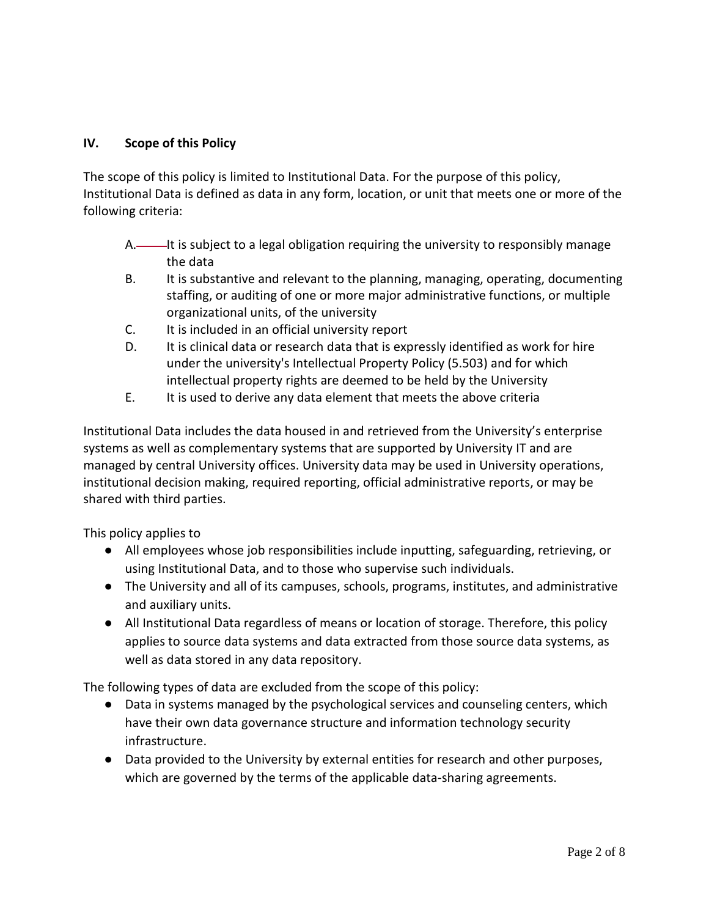## IV. Scope of this Policy

The scope of this policy is limited to Institutional Data. For the purpose of this policy, Institutional Data is defined as data in any form, location, or unit that meets one or more of the following criteria:

A. It is subject to a legal obligation requiring the university to responsibly manage the data

B. It is substantive and relevant to the planning, managing, operating, documenting staffing, or auditing of one or more major administrative functions, or multiple organizational units, of the university

C. It is included in an official university report

D. It is clinical data or research data that is expressly identified as work for hire under the university's Intellectual Property Policy (5.503) and for which intellectual property rights are deemed to be held by the University

E. It is used to derive any data element that meets the above criteria

Institutional Data includes the data housed in and retrieved from the University's enterprise systems as well as complementary systems that are supported by University IT and are managed by central University offices. University data may be used in University operations, institutional decision making, required reporting, official administrative reports, or may be shared with third parties.

This policy applies to

- All employees whose job responsibilities include inputting, safeguarding, retrieving, or using Institutional Data, and to those who supervise such individuals.
- The University and all of its campuses, schools, programs, institutes, and administrative and auxiliary units.
- All Institutional Data regardless of means or location of storage. Therefore, this policy applies to source data systems and data extracted from those source data systems, as well as data stored in any data repository.

The following types of data are excluded from the scope of this policy:

- Data in systems managed by the psychological services and counseling centers, which have their own data governance structure and information technology security infrastructure.
- Data provided to the University by external entities for research and other purposes, which are governed by the terms of the applicable data-sharing agreements.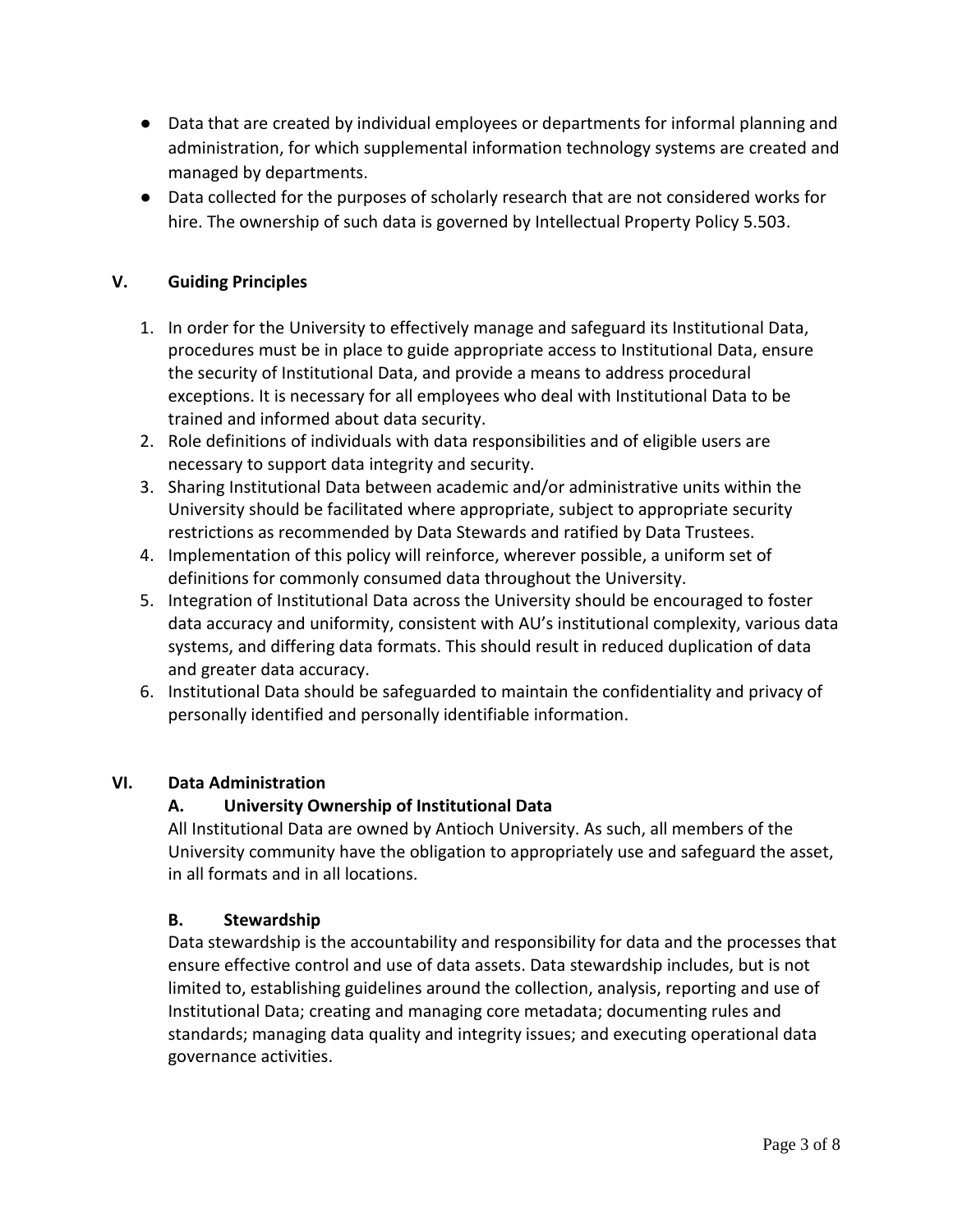- Data that are created by individual employees or departments for informal planning and administration, for which supplemental information technology systems are created and managed by departments.
- Data collected for the purposes of scholarly research that are not considered works for hire. The ownership of such data is governed by Intellectual Property Policy 5.503.

## V. Guiding Principles

1. In order for the University to effectively manage and safeguard its Institutional Data, procedures must be in place to guide appropriate access to Institutional Data, ensure the security of Institutional Data, and provide a means to address procedural exceptions. It is necessary for all employees who deal with Institutional Data to be trained and informed about data security.
2. Role definitions of individuals with data responsibilities and of eligible users are necessary to support data integrity and security.
3. Sharing Institutional Data between academic and/or administrative units within the University should be facilitated where appropriate, subject to appropriate security restrictions as recommended by Data Stewards and ratified by Data Trustees.
4. Implementation of this policy will reinforce, wherever possible, a uniform set of definitions for commonly consumed data throughout the University.
5. Integration of Institutional Data across the University should be encouraged to foster data accuracy and uniformity, consistent with AU's institutional complexity, various data systems, and differing data formats. This should result in reduced duplication of data and greater data accuracy.
6. Institutional Data should be safeguarded to maintain the confidentiality and privacy of personally identified and personally identifiable information.

## VI. Data Administration

### A. University Ownership of Institutional Data

All Institutional Data are owned by Antioch University. As such, all members of the University community have the obligation to appropriately use and safeguard the asset, in all formats and in all locations.

### B. Stewardship

Data stewardship is the accountability and responsibility for data and the processes that ensure effective control and use of data assets. Data stewardship includes, but is not limited to, establishing guidelines around the collection, analysis, reporting and use of Institutional Data; creating and managing core metadata; documenting rules and standards; managing data quality and integrity issues; and executing operational data governance activities.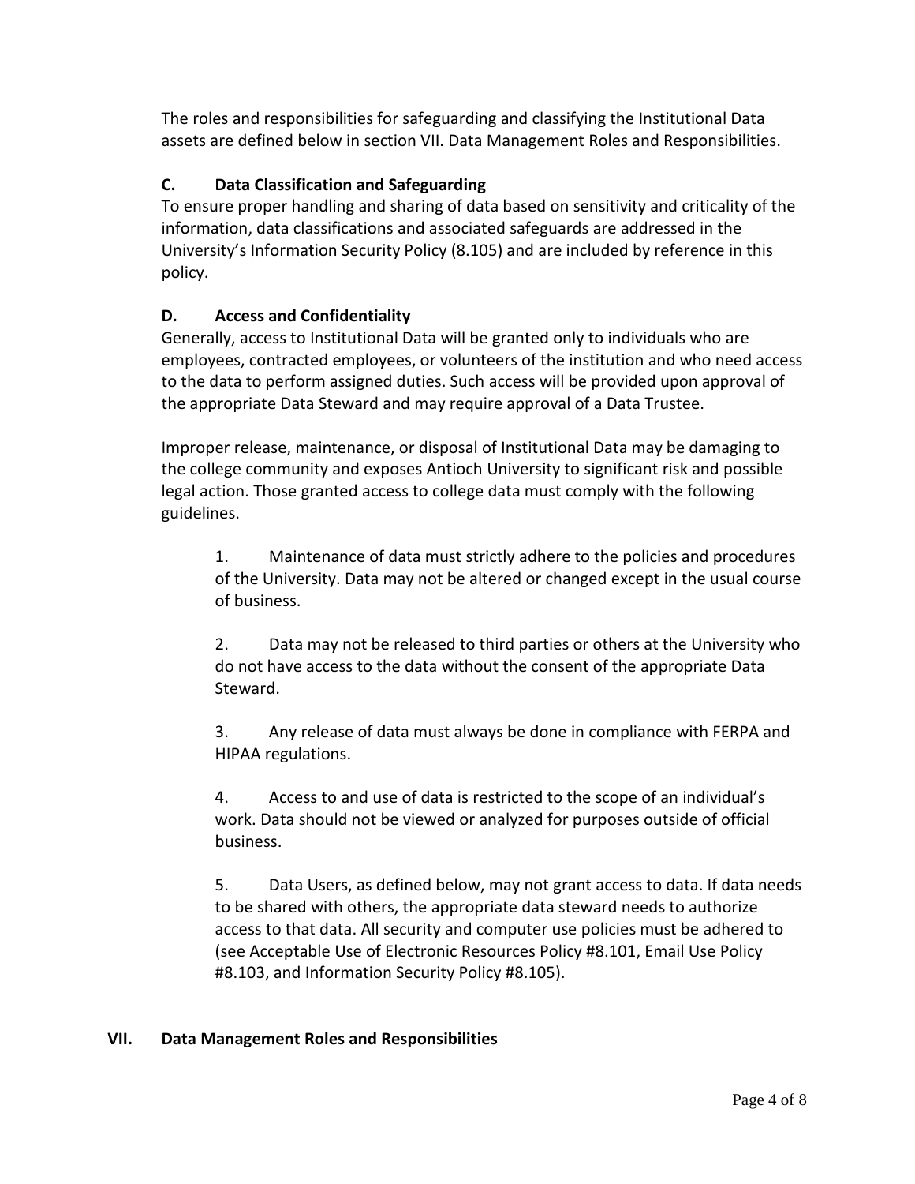The roles and responsibilities for safeguarding and classifying the Institutional Data assets are defined below in section VII. Data Management Roles and Responsibilities.

### C. Data Classification and Safeguarding

To ensure proper handling and sharing of data based on sensitivity and criticality of the information, data classifications and associated safeguards are addressed in the University's Information Security Policy (8.105) and are included by reference in this policy.

### D. Access and Confidentiality

Generally, access to Institutional Data will be granted only to individuals who are employees, contracted employees, or volunteers of the institution and who need access to the data to perform assigned duties. Such access will be provided upon approval of the appropriate Data Steward and may require approval of a Data Trustee.

Improper release, maintenance, or disposal of Institutional Data may be damaging to the college community and exposes Antioch University to significant risk and possible legal action. Those granted access to college data must comply with the following guidelines.

1. Maintenance of data must strictly adhere to the policies and procedures of the University. Data may not be altered or changed except in the usual course of business.

2. Data may not be released to third parties or others at the University who do not have access to the data without the consent of the appropriate Data Steward.

3. Any release of data must always be done in compliance with FERPA and HIPAA regulations.

4. Access to and use of data is restricted to the scope of an individual's work. Data should not be viewed or analyzed for purposes outside of official business.

5. Data Users, as defined below, may not grant access to data. If data needs to be shared with others, the appropriate data steward needs to authorize access to that data. All security and computer use policies must be adhered to (see Acceptable Use of Electronic Resources Policy #8.101, Email Use Policy #8.103, and Information Security Policy #8.105).

## VII. Data Management Roles and Responsibilities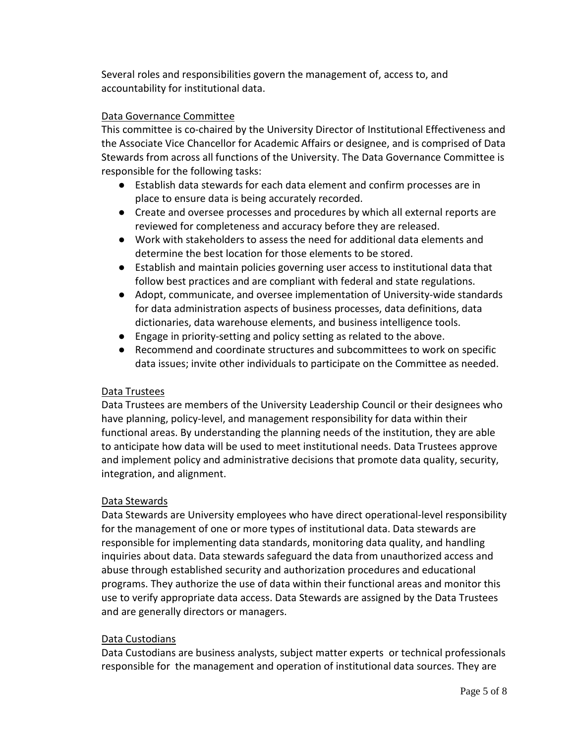Several roles and responsibilities govern the management of, access to, and accountability for institutional data.

### Data Governance Committee

This committee is co-chaired by the University Director of Institutional Effectiveness and the Associate Vice Chancellor for Academic Affairs or designee, and is comprised of Data Stewards from across all functions of the University. The Data Governance Committee is responsible for the following tasks:

- Establish data stewards for each data element and confirm processes are in place to ensure data is being accurately recorded.
- Create and oversee processes and procedures by which all external reports are reviewed for completeness and accuracy before they are released.
- Work with stakeholders to assess the need for additional data elements and determine the best location for those elements to be stored.
- Establish and maintain policies governing user access to institutional data that follow best practices and are compliant with federal and state regulations.
- Adopt, communicate, and oversee implementation of University-wide standards for data administration aspects of business processes, data definitions, data dictionaries, data warehouse elements, and business intelligence tools.
- Engage in priority-setting and policy setting as related to the above.
- Recommend and coordinate structures and subcommittees to work on specific data issues; invite other individuals to participate on the Committee as needed.

### Data Trustees

Data Trustees are members of the University Leadership Council or their designees who have planning, policy-level, and management responsibility for data within their functional areas. By understanding the planning needs of the institution, they are able to anticipate how data will be used to meet institutional needs. Data Trustees approve and implement policy and administrative decisions that promote data quality, security, integration, and alignment.

### Data Stewards

Data Stewards are University employees who have direct operational-level responsibility for the management of one or more types of institutional data. Data stewards are responsible for implementing data standards, monitoring data quality, and handling inquiries about data. Data stewards safeguard the data from unauthorized access and abuse through established security and authorization procedures and educational programs. They authorize the use of data within their functional areas and monitor this use to verify appropriate data access. Data Stewards are assigned by the Data Trustees and are generally directors or managers.

### Data Custodians

Data Custodians are business analysts, subject matter experts or technical professionals responsible for the management and operation of institutional data sources. They are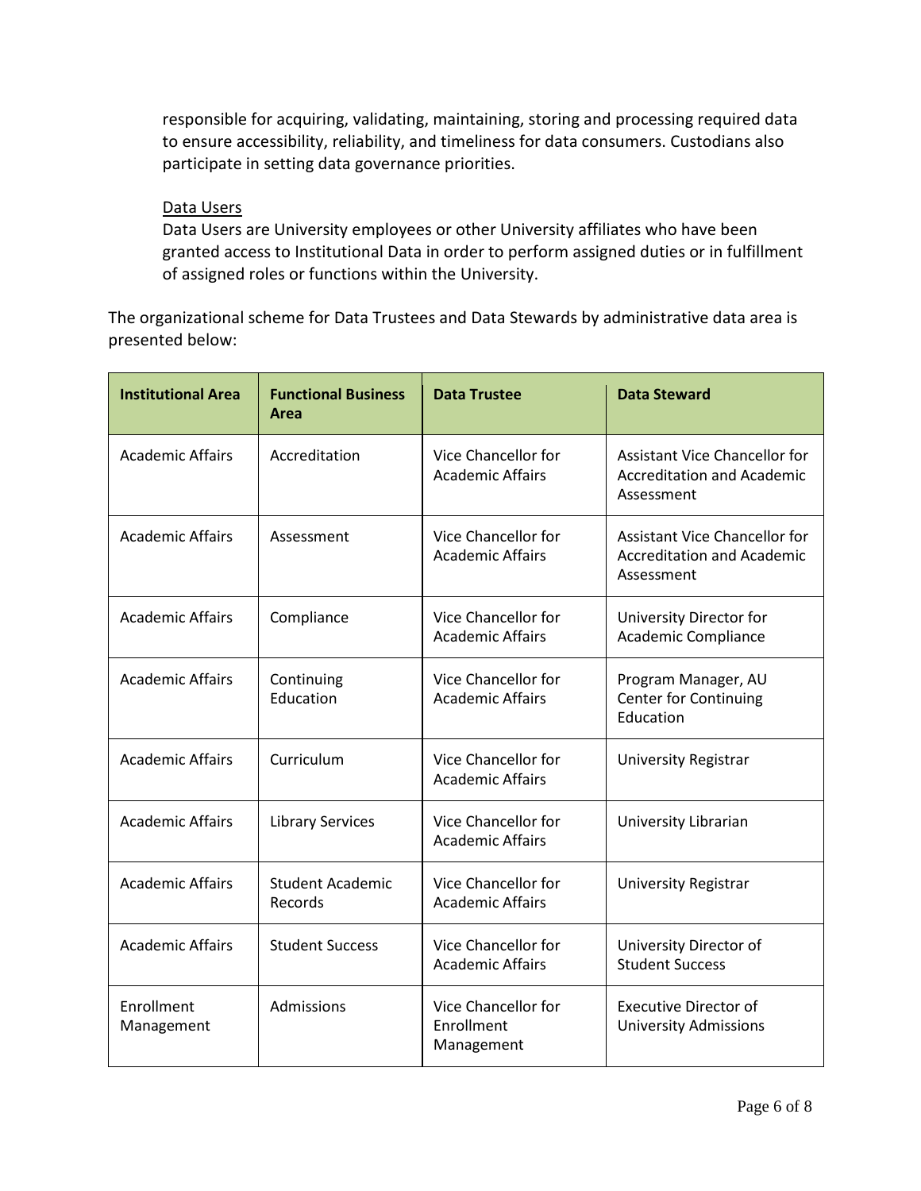responsible for acquiring, validating, maintaining, storing and processing required data to ensure accessibility, reliability, and timeliness for data consumers. Custodians also participate in setting data governance priorities.

<u>Data Users</u>

Data Users are University employees or other University affiliates who have been granted access to Institutional Data in order to perform assigned duties or in fulfillment of assigned roles or functions within the University.

The organizational scheme for Data Trustees and Data Stewards by administrative data area is presented below:

| Institutional Area | Functional Business Area | Data Trustee | Data Steward |
|---|---|---|---|
| Academic Affairs | Accreditation | Vice Chancellor for Academic Affairs | Assistant Vice Chancellor for Accreditation and Academic Assessment |
| Academic Affairs | Assessment | Vice Chancellor for Academic Affairs | Assistant Vice Chancellor for Accreditation and Academic Assessment |
| Academic Affairs | Compliance | Vice Chancellor for Academic Affairs | University Director for Academic Compliance |
| Academic Affairs | Continuing Education | Vice Chancellor for Academic Affairs | Program Manager, AU Center for Continuing Education |
| Academic Affairs | Curriculum | Vice Chancellor for Academic Affairs | University Registrar |
| Academic Affairs | Library Services | Vice Chancellor for Academic Affairs | University Librarian |
| Academic Affairs | Student Academic Records | Vice Chancellor for Academic Affairs | University Registrar |
| Academic Affairs | Student Success | Vice Chancellor for Academic Affairs | University Director of Student Success |
| Enrollment Management | Admissions | Vice Chancellor for Enrollment Management | Executive Director of University Admissions |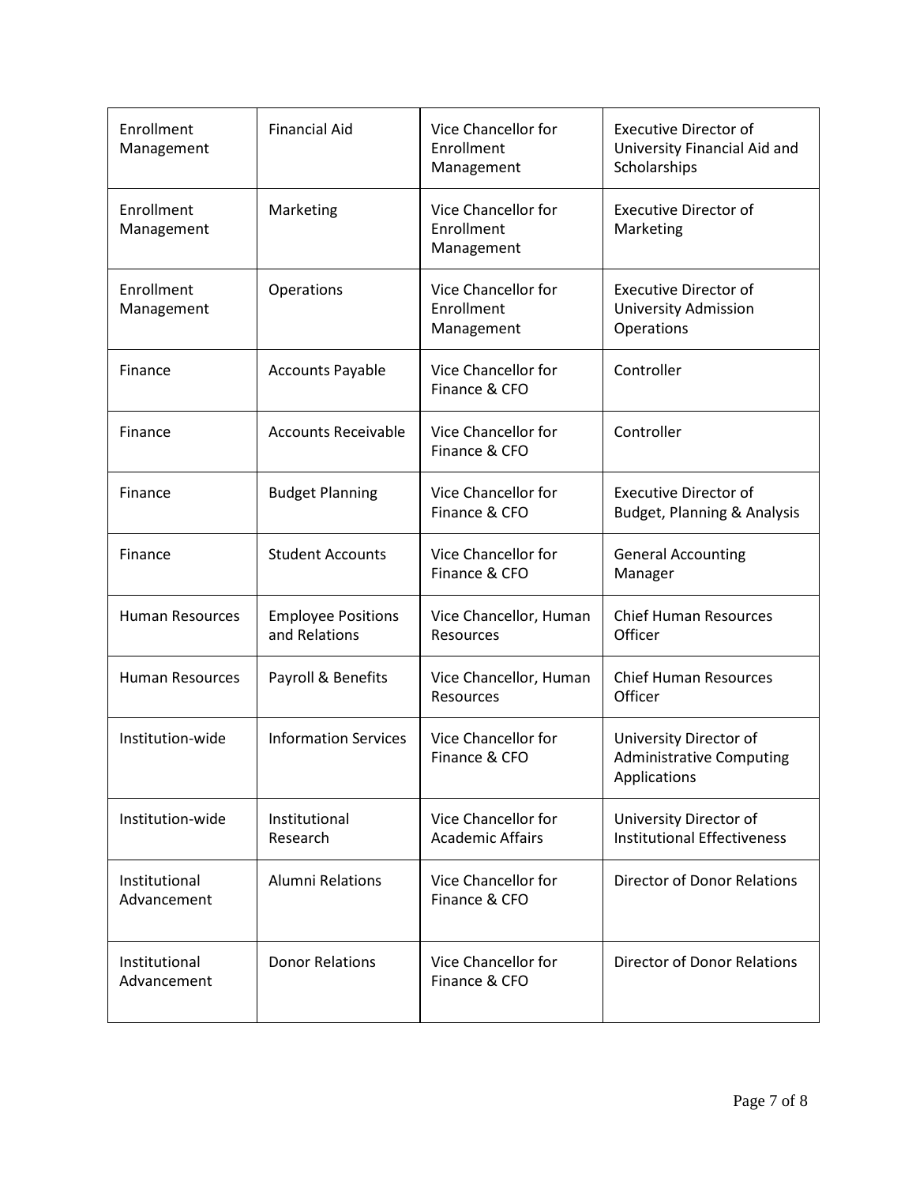| Enrollment Management | Financial Aid | Vice Chancellor for Enrollment Management | Executive Director of University Financial Aid and Scholarships |
|---|---|---|---|
| Enrollment Management | Marketing | Vice Chancellor for Enrollment Management | Executive Director of Marketing |
| Enrollment Management | Operations | Vice Chancellor for Enrollment Management | Executive Director of University Admission Operations |
| Finance | Accounts Payable | Vice Chancellor for Finance & CFO | Controller |
| Finance | Accounts Receivable | Vice Chancellor for Finance & CFO | Controller |
| Finance | Budget Planning | Vice Chancellor for Finance & CFO | Executive Director of Budget, Planning & Analysis |
| Finance | Student Accounts | Vice Chancellor for Finance & CFO | General Accounting Manager |
| Human Resources | Employee Positions and Relations | Vice Chancellor, Human Resources | Chief Human Resources Officer |
| Human Resources | Payroll & Benefits | Vice Chancellor, Human Resources | Chief Human Resources Officer |
| Institution-wide | Information Services | Vice Chancellor for Finance & CFO | University Director of Administrative Computing Applications |
| Institution-wide | Institutional Research | Vice Chancellor for Academic Affairs | University Director of Institutional Effectiveness |
| Institutional Advancement | Alumni Relations | Vice Chancellor for Finance & CFO | Director of Donor Relations |
| Institutional Advancement | Donor Relations | Vice Chancellor for Finance & CFO | Director of Donor Relations |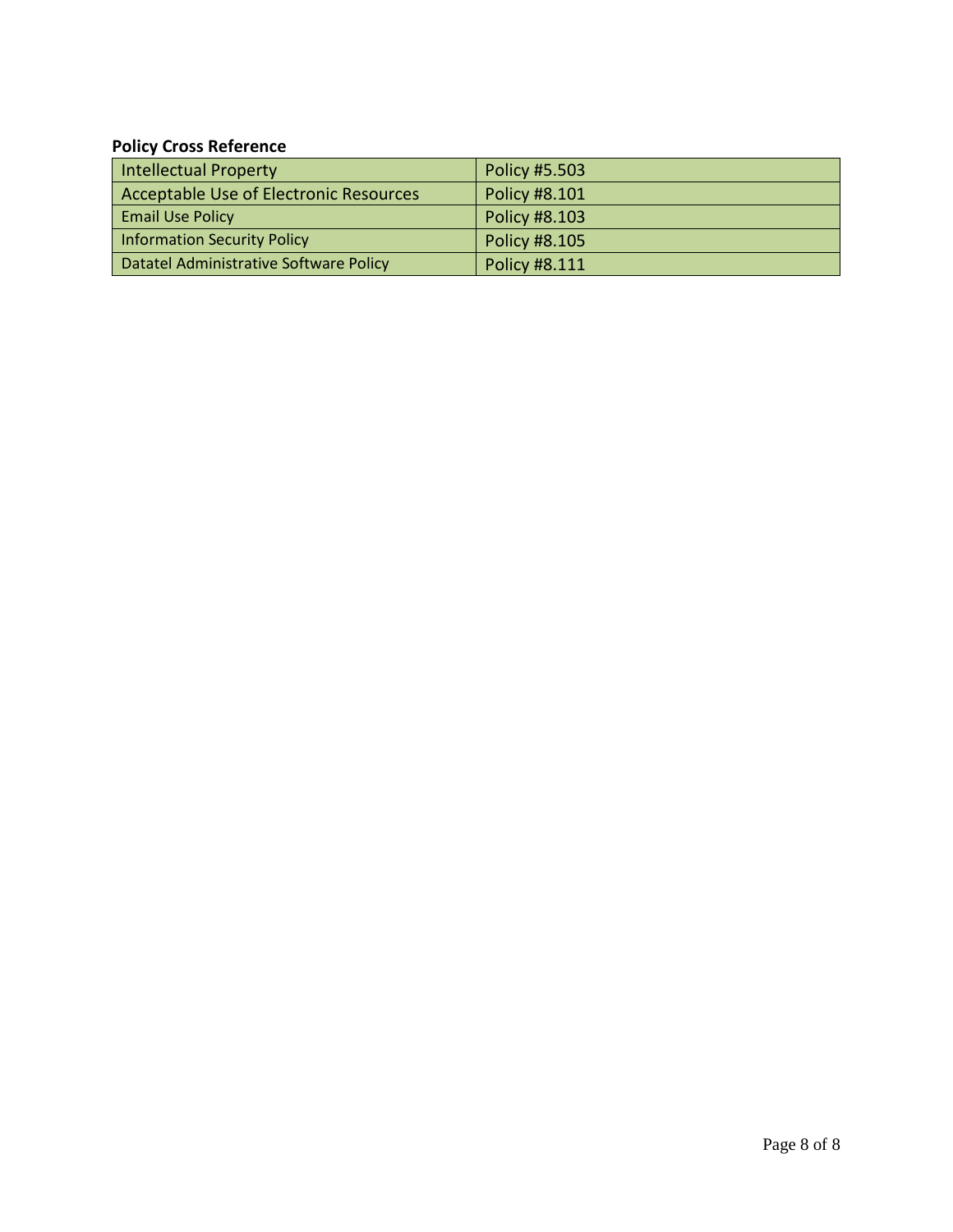**Policy Cross Reference**

| | |
|---|---|
| Intellectual Property | Policy #5.503 |
| Acceptable Use of Electronic Resources | Policy #8.101 |
| Email Use Policy | Policy #8.103 |
| Information Security Policy | Policy #8.105 |
| Datatel Administrative Software Policy | Policy #8.111 |